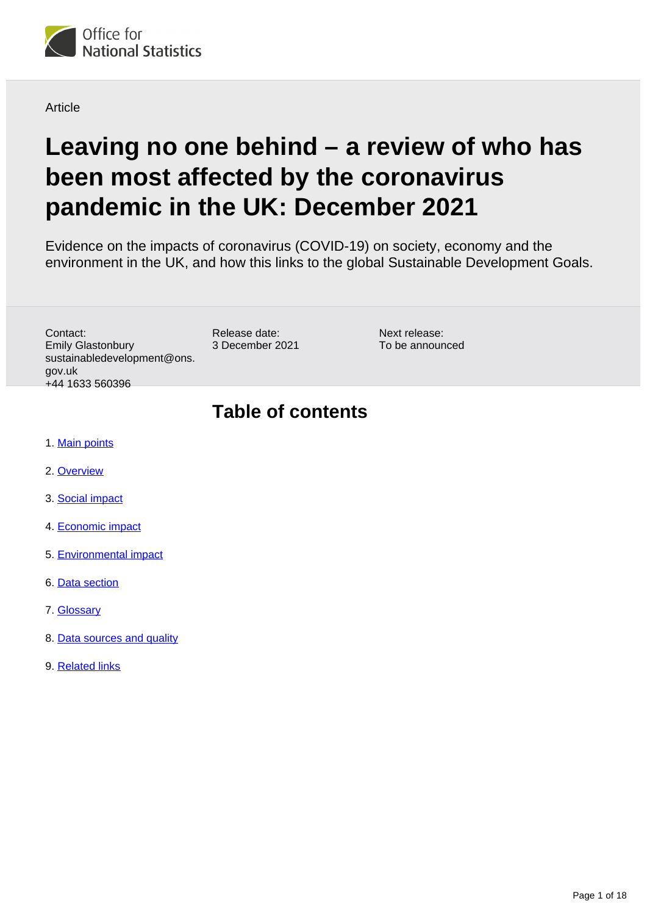Office for National Statistics

Article

# Leaving no one behind – a review of who has been most affected by the coronavirus pandemic in the UK: December 2021

Evidence on the impacts of coronavirus (COVID-19) on society, economy and the environment in the UK, and how this links to the global Sustainable Development Goals.

Contact:
Emily Glastonbury
sustainabledevelopment@ons.gov.uk
+44 1633 560396

Release date:
3 December 2021

Next release:
To be announced

## Table of contents

1. Main points
2. Overview
3. Social impact
4. Economic impact
5. Environmental impact
6. Data section
7. Glossary
8. Data sources and quality
9. Related links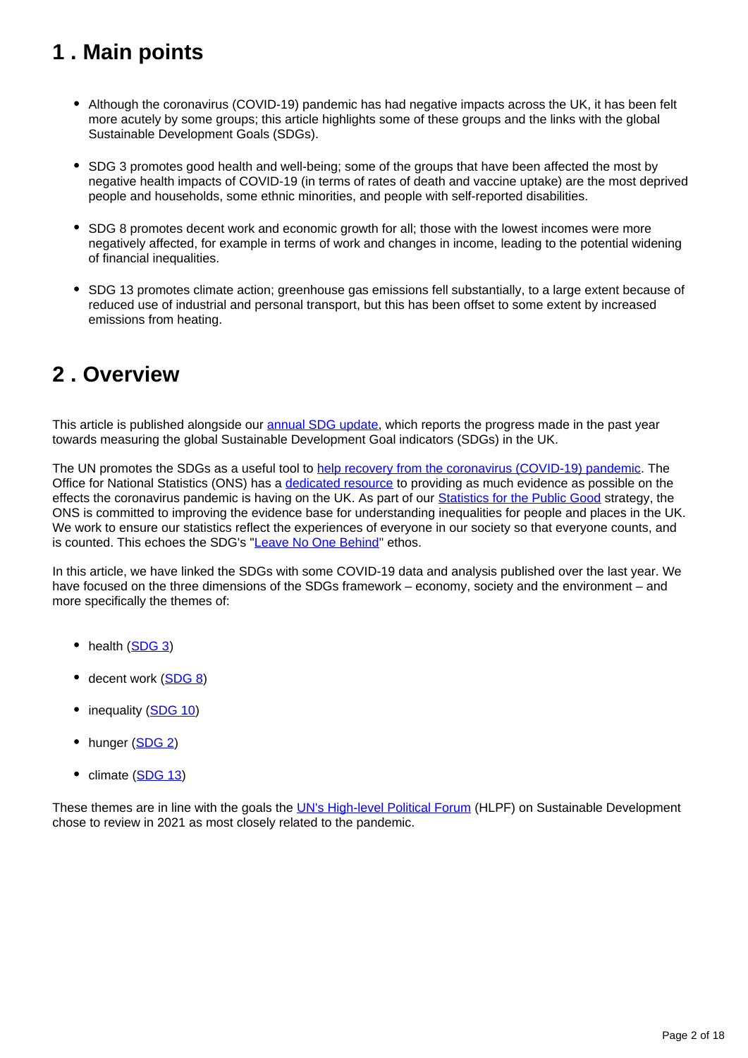## 1 . Main points

- Although the coronavirus (COVID-19) pandemic has had negative impacts across the UK, it has been felt more acutely by some groups; this article highlights some of these groups and the links with the global Sustainable Development Goals (SDGs).
- SDG 3 promotes good health and well-being; some of the groups that have been affected the most by negative health impacts of COVID-19 (in terms of rates of death and vaccine uptake) are the most deprived people and households, some ethnic minorities, and people with self-reported disabilities.
- SDG 8 promotes decent work and economic growth for all; those with the lowest incomes were more negatively affected, for example in terms of work and changes in income, leading to the potential widening of financial inequalities.
- SDG 13 promotes climate action; greenhouse gas emissions fell substantially, to a large extent because of reduced use of industrial and personal transport, but this has been offset to some extent by increased emissions from heating.

## 2 . Overview

This article is published alongside our annual SDG update, which reports the progress made in the past year towards measuring the global Sustainable Development Goal indicators (SDGs) in the UK.

The UN promotes the SDGs as a useful tool to help recovery from the coronavirus (COVID-19) pandemic. The Office for National Statistics (ONS) has a dedicated resource to providing as much evidence as possible on the effects the coronavirus pandemic is having on the UK. As part of our Statistics for the Public Good strategy, the ONS is committed to improving the evidence base for understanding inequalities for people and places in the UK. We work to ensure our statistics reflect the experiences of everyone in our society so that everyone counts, and is counted. This echoes the SDG's "Leave No One Behind" ethos.

In this article, we have linked the SDGs with some COVID-19 data and analysis published over the last year. We have focused on the three dimensions of the SDGs framework – economy, society and the environment – and more specifically the themes of:

- health (SDG 3)
- decent work (SDG 8)
- inequality (SDG 10)
- hunger (SDG 2)
- climate (SDG 13)

These themes are in line with the goals the UN's High-level Political Forum (HLPF) on Sustainable Development chose to review in 2021 as most closely related to the pandemic.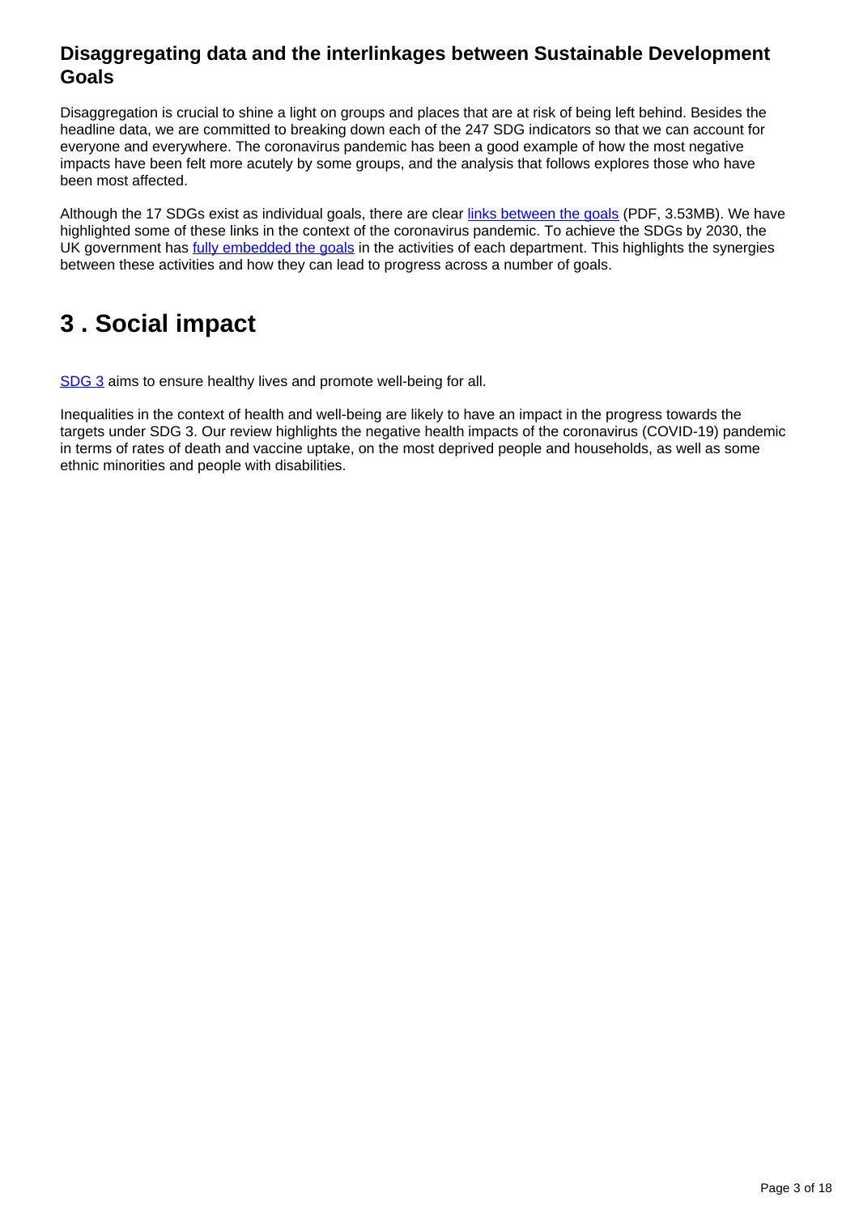### Disaggregating data and the interlinkages between Sustainable Development Goals

Disaggregation is crucial to shine a light on groups and places that are at risk of being left behind. Besides the headline data, we are committed to breaking down each of the 247 SDG indicators so that we can account for everyone and everywhere. The coronavirus pandemic has been a good example of how the most negative impacts have been felt more acutely by some groups, and the analysis that follows explores those who have been most affected.

Although the 17 SDGs exist as individual goals, there are clear links between the goals (PDF, 3.53MB). We have highlighted some of these links in the context of the coronavirus pandemic. To achieve the SDGs by 2030, the UK government has fully embedded the goals in the activities of each department. This highlights the synergies between these activities and how they can lead to progress across a number of goals.

## 3 . Social impact

SDG 3 aims to ensure healthy lives and promote well-being for all.

Inequalities in the context of health and well-being are likely to have an impact in the progress towards the targets under SDG 3. Our review highlights the negative health impacts of the coronavirus (COVID-19) pandemic in terms of rates of death and vaccine uptake, on the most deprived people and households, as well as some ethnic minorities and people with disabilities.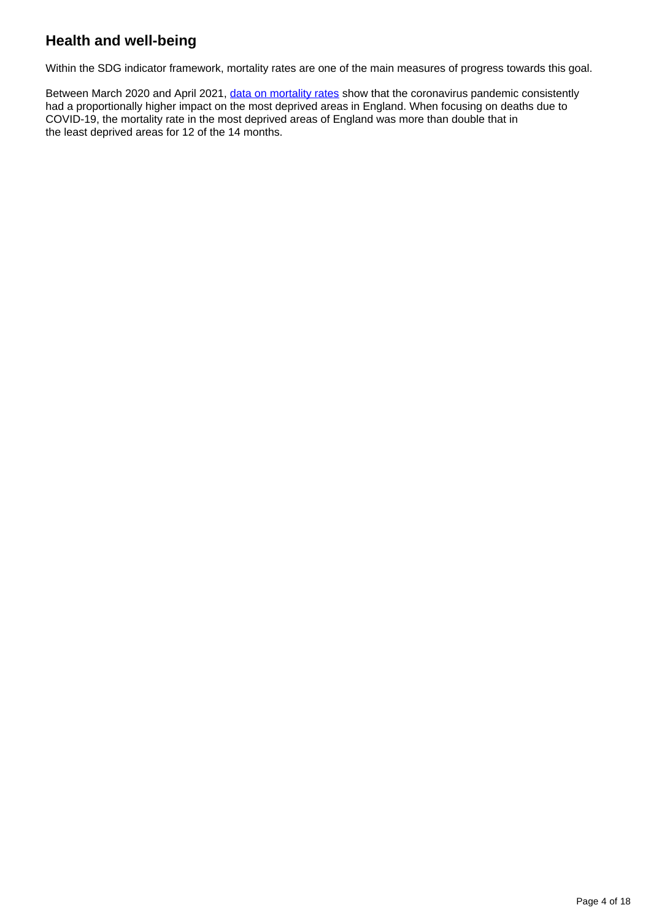## Health and well-being

Within the SDG indicator framework, mortality rates are one of the main measures of progress towards this goal.

Between March 2020 and April 2021, [data on mortality rates](#) show that the coronavirus pandemic consistently had a proportionally higher impact on the most deprived areas in England. When focusing on deaths due to COVID-19, the mortality rate in the most deprived areas of England was more than double that in the least deprived areas for 12 of the 14 months.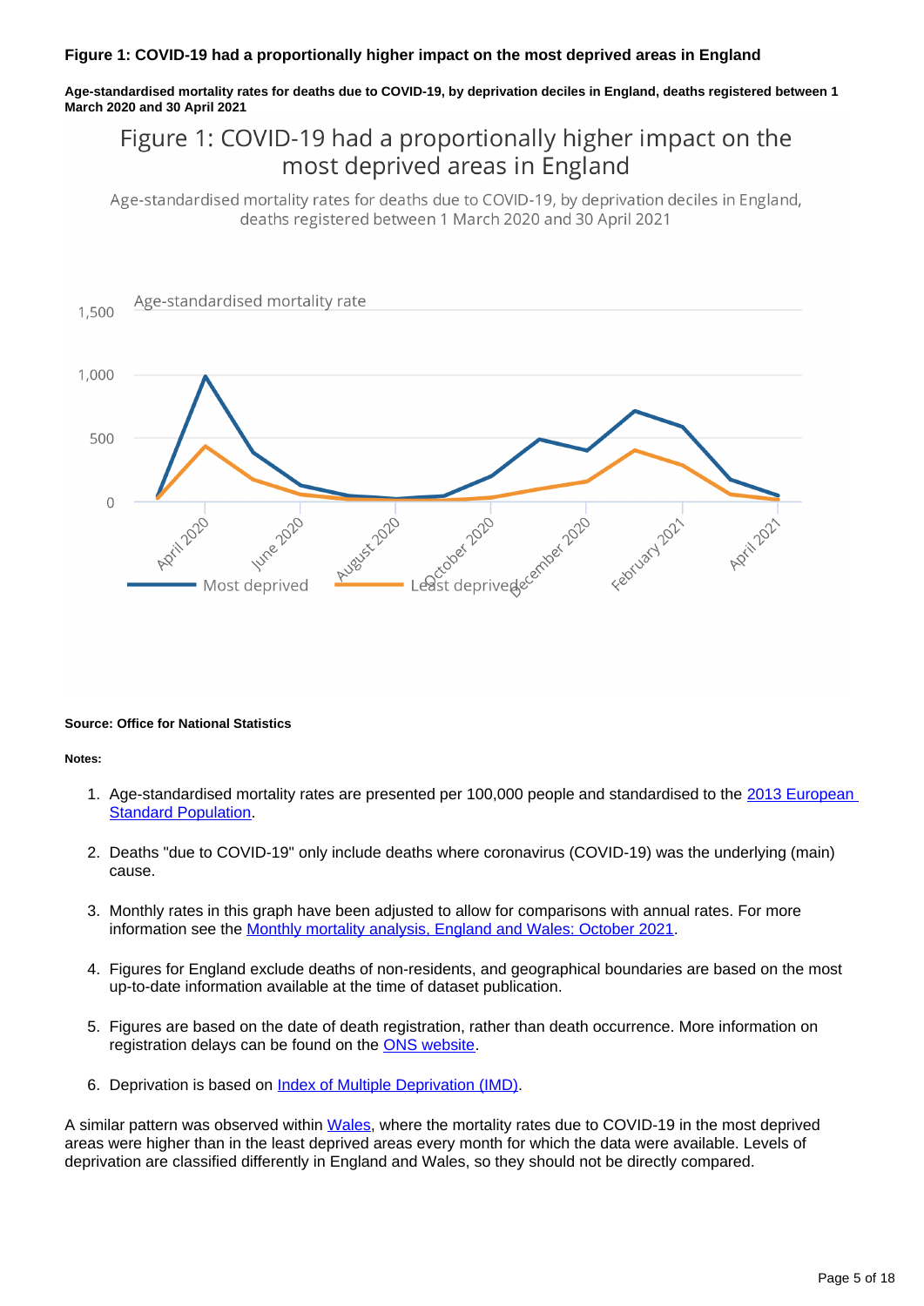**Figure 1: COVID-19 had a proportionally higher impact on the most deprived areas in England**

**Age-standardised mortality rates for deaths due to COVID-19, by deprivation deciles in England, deaths registered between 1 March 2020 and 30 April 2021**

**Source: Office for National Statistics**

**Notes:**

1. Age-standardised mortality rates are presented per 100,000 people and standardised to the 2013 European Standard Population.
2. Deaths "due to COVID-19" only include deaths where coronavirus (COVID-19) was the underlying (main) cause.
3. Monthly rates in this graph have been adjusted to allow for comparisons with annual rates. For more information see the Monthly mortality analysis, England and Wales: October 2021.
4. Figures for England exclude deaths of non-residents, and geographical boundaries are based on the most up-to-date information available at the time of dataset publication.
5. Figures are based on the date of death registration, rather than death occurrence. More information on registration delays can be found on the ONS website.
6. Deprivation is based on Index of Multiple Deprivation (IMD).

A similar pattern was observed within Wales, where the mortality rates due to COVID-19 in the most deprived areas were higher than in the least deprived areas every month for which the data were available. Levels of deprivation are classified differently in England and Wales, so they should not be directly compared.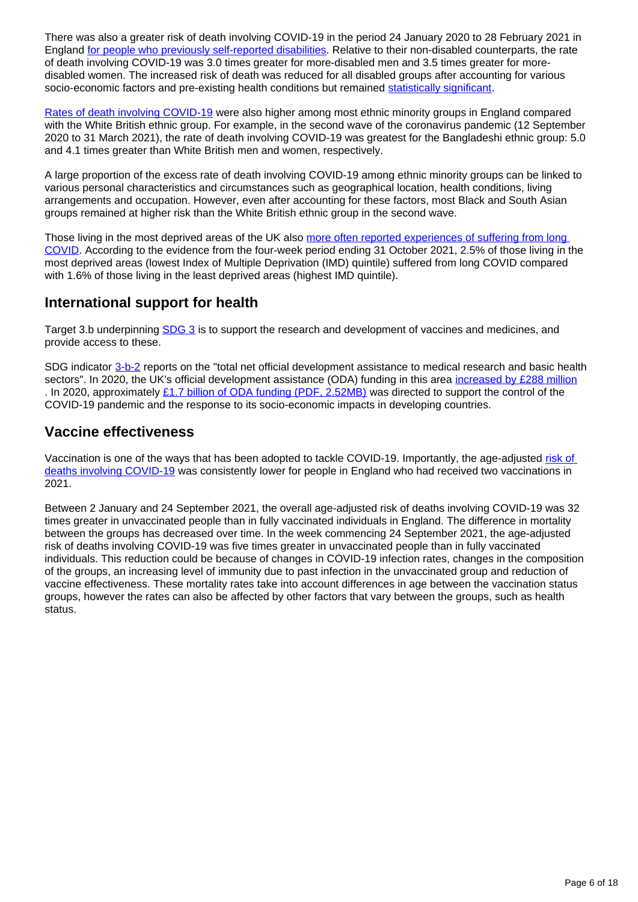There was also a greater risk of death involving COVID-19 in the period 24 January 2020 to 28 February 2021 in England for people who previously self-reported disabilities. Relative to their non-disabled counterparts, the rate of death involving COVID-19 was 3.0 times greater for more-disabled men and 3.5 times greater for more-disabled women. The increased risk of death was reduced for all disabled groups after accounting for various socio-economic factors and pre-existing health conditions but remained statistically significant.

Rates of death involving COVID-19 were also higher among most ethnic minority groups in England compared with the White British ethnic group. For example, in the second wave of the coronavirus pandemic (12 September 2020 to 31 March 2021), the rate of death involving COVID-19 was greatest for the Bangladeshi ethnic group: 5.0 and 4.1 times greater than White British men and women, respectively.

A large proportion of the excess rate of death involving COVID-19 among ethnic minority groups can be linked to various personal characteristics and circumstances such as geographical location, health conditions, living arrangements and occupation. However, even after accounting for these factors, most Black and South Asian groups remained at higher risk than the White British ethnic group in the second wave.

Those living in the most deprived areas of the UK also more often reported experiences of suffering from long COVID. According to the evidence from the four-week period ending 31 October 2021, 2.5% of those living in the most deprived areas (lowest Index of Multiple Deprivation (IMD) quintile) suffered from long COVID compared with 1.6% of those living in the least deprived areas (highest IMD quintile).

## International support for health

Target 3.b underpinning SDG 3 is to support the research and development of vaccines and medicines, and provide access to these.

SDG indicator 3-b-2 reports on the "total net official development assistance to medical research and basic health sectors". In 2020, the UK's official development assistance (ODA) funding in this area increased by £288 million . In 2020, approximately £1.7 billion of ODA funding (PDF, 2.52MB) was directed to support the control of the COVID-19 pandemic and the response to its socio-economic impacts in developing countries.

## Vaccine effectiveness

Vaccination is one of the ways that has been adopted to tackle COVID-19. Importantly, the age-adjusted risk of deaths involving COVID-19 was consistently lower for people in England who had received two vaccinations in 2021.

Between 2 January and 24 September 2021, the overall age-adjusted risk of deaths involving COVID-19 was 32 times greater in unvaccinated people than in fully vaccinated individuals in England. The difference in mortality between the groups has decreased over time. In the week commencing 24 September 2021, the age-adjusted risk of deaths involving COVID-19 was five times greater in unvaccinated people than in fully vaccinated individuals. This reduction could be because of changes in COVID-19 infection rates, changes in the composition of the groups, an increasing level of immunity due to past infection in the unvaccinated group and reduction of vaccine effectiveness. These mortality rates take into account differences in age between the vaccination status groups, however the rates can also be affected by other factors that vary between the groups, such as health status.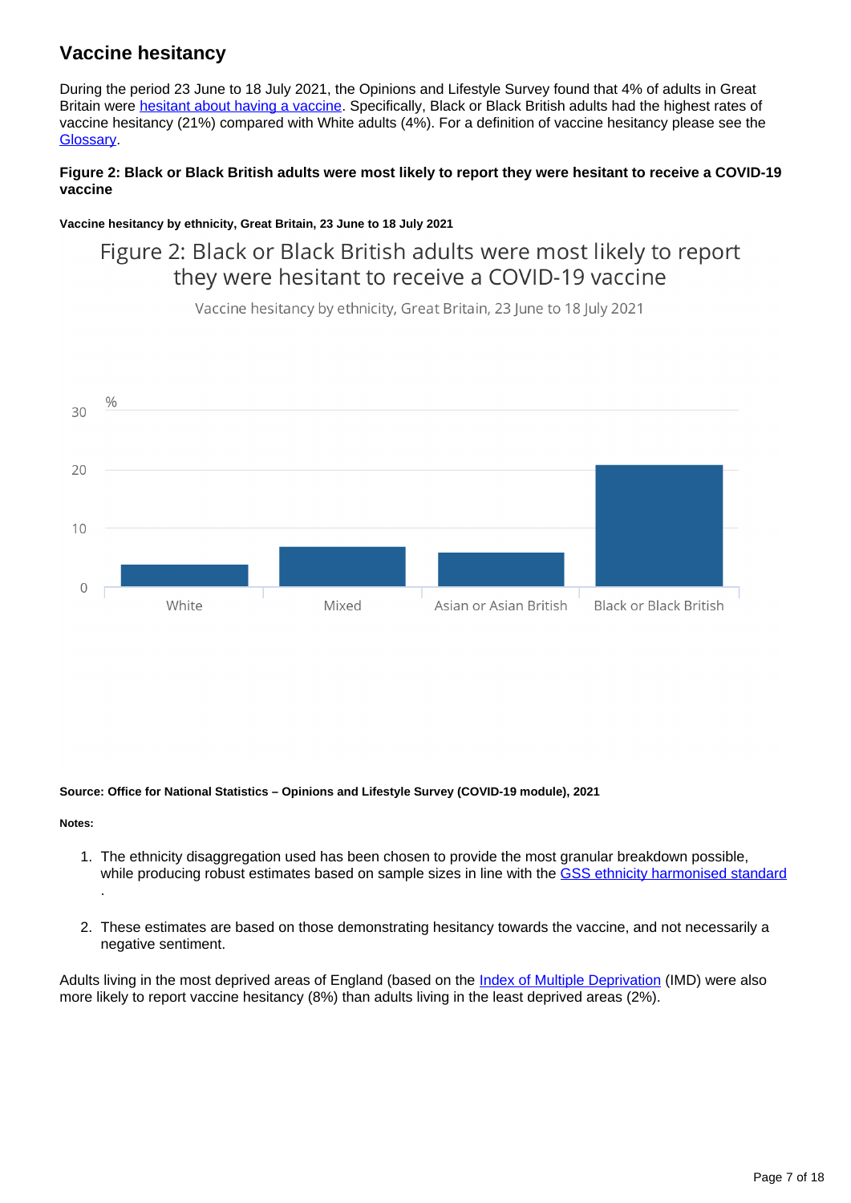## Vaccine hesitancy

During the period 23 June to 18 July 2021, the Opinions and Lifestyle Survey found that 4% of adults in Great Britain were hesitant about having a vaccine. Specifically, Black or Black British adults had the highest rates of vaccine hesitancy (21%) compared with White adults (4%). For a definition of vaccine hesitancy please see the Glossary.

**Figure 2: Black or Black British adults were most likely to report they were hesitant to receive a COVID-19 vaccine**

**Vaccine hesitancy by ethnicity, Great Britain, 23 June to 18 July 2021**

**Source: Office for National Statistics – Opinions and Lifestyle Survey (COVID-19 module), 2021**

**Notes:**

1. The ethnicity disaggregation used has been chosen to provide the most granular breakdown possible, while producing robust estimates based on sample sizes in line with the GSS ethnicity harmonised standard .
2. These estimates are based on those demonstrating hesitancy towards the vaccine, and not necessarily a negative sentiment.

Adults living in the most deprived areas of England (based on the Index of Multiple Deprivation (IMD) were also more likely to report vaccine hesitancy (8%) than adults living in the least deprived areas (2%).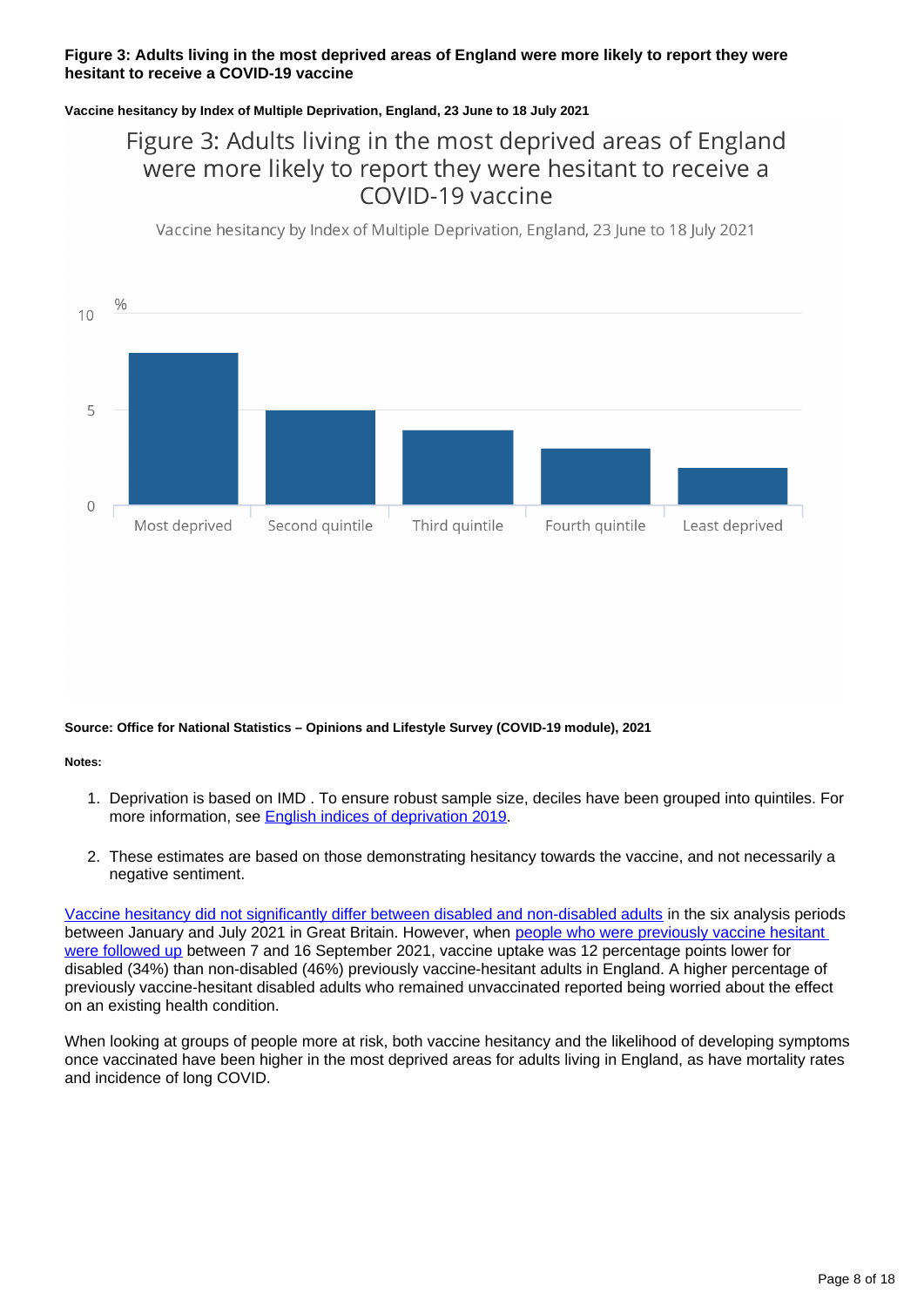**Figure 3: Adults living in the most deprived areas of England were more likely to report they were hesitant to receive a COVID-19 vaccine**

**Vaccine hesitancy by Index of Multiple Deprivation, England, 23 June to 18 July 2021**

Figure 3: Adults living in the most deprived areas of England were more likely to report they were hesitant to receive a COVID-19 vaccine

Vaccine hesitancy by Index of Multiple Deprivation, England, 23 June to 18 July 2021

**Source: Office for National Statistics – Opinions and Lifestyle Survey (COVID-19 module), 2021**

**Notes:**

1. Deprivation is based on IMD . To ensure robust sample size, deciles have been grouped into quintiles. For more information, see English indices of deprivation 2019.

2. These estimates are based on those demonstrating hesitancy towards the vaccine, and not necessarily a negative sentiment.

Vaccine hesitancy did not significantly differ between disabled and non-disabled adults in the six analysis periods between January and July 2021 in Great Britain. However, when people who were previously vaccine hesitant were followed up between 7 and 16 September 2021, vaccine uptake was 12 percentage points lower for disabled (34%) than non-disabled (46%) previously vaccine-hesitant adults in England. A higher percentage of previously vaccine-hesitant disabled adults who remained unvaccinated reported being worried about the effect on an existing health condition.

When looking at groups of people more at risk, both vaccine hesitancy and the likelihood of developing symptoms once vaccinated have been higher in the most deprived areas for adults living in England, as have mortality rates and incidence of long COVID.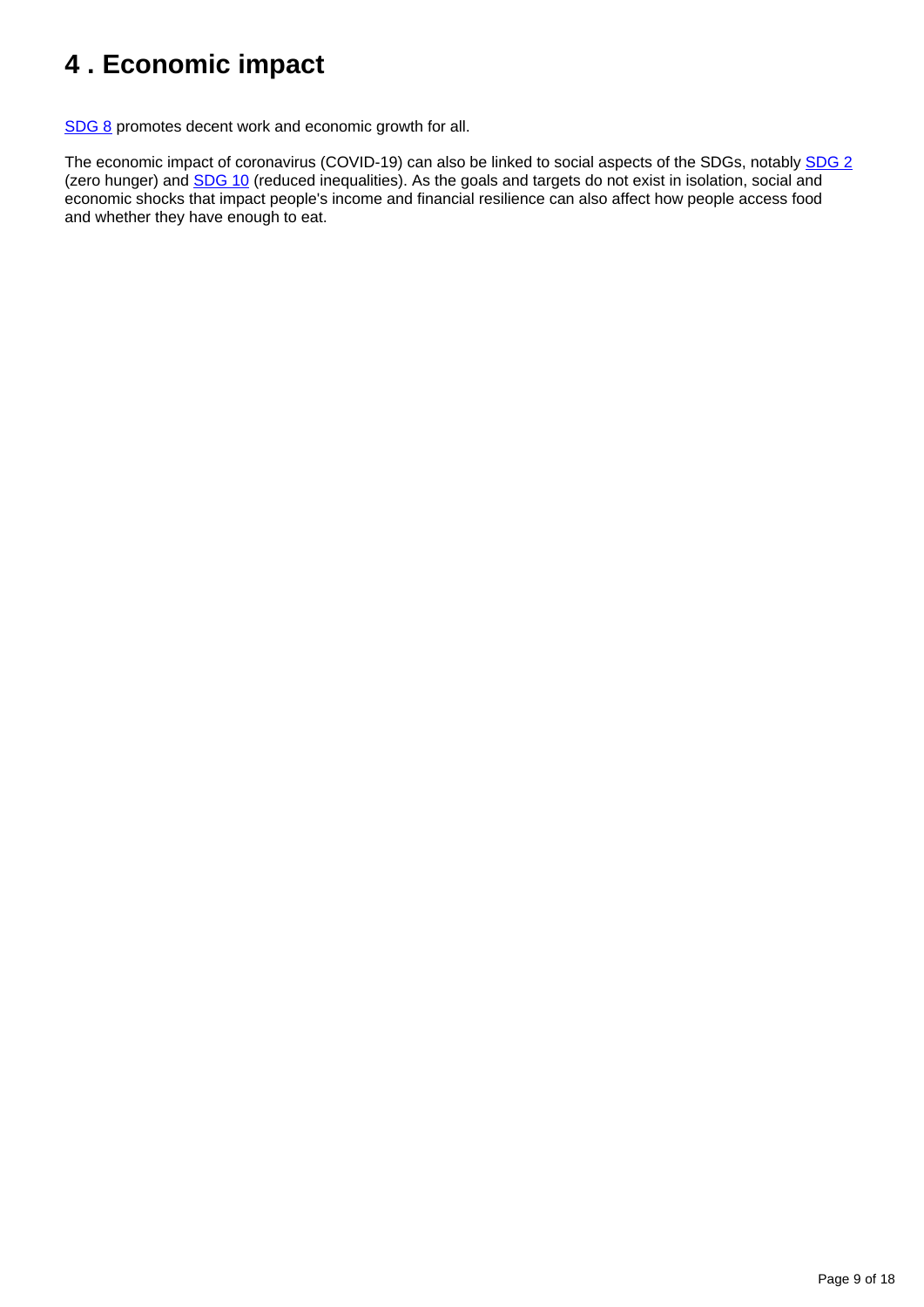# 4 . Economic impact

SDG 8 promotes decent work and economic growth for all.

The economic impact of coronavirus (COVID-19) can also be linked to social aspects of the SDGs, notably SDG 2 (zero hunger) and SDG 10 (reduced inequalities). As the goals and targets do not exist in isolation, social and economic shocks that impact people's income and financial resilience can also affect how people access food and whether they have enough to eat.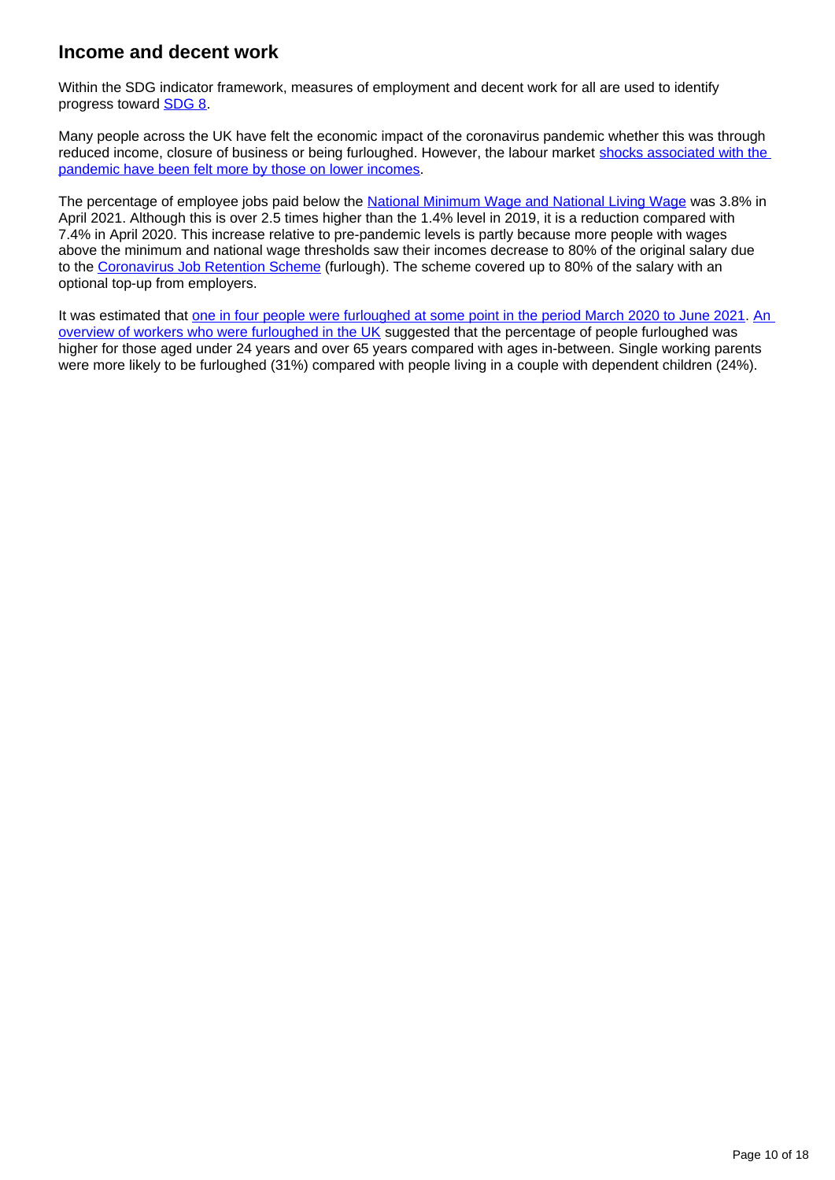## Income and decent work

Within the SDG indicator framework, measures of employment and decent work for all are used to identify progress toward SDG 8.

Many people across the UK have felt the economic impact of the coronavirus pandemic whether this was through reduced income, closure of business or being furloughed. However, the labour market shocks associated with the pandemic have been felt more by those on lower incomes.

The percentage of employee jobs paid below the National Minimum Wage and National Living Wage was 3.8% in April 2021. Although this is over 2.5 times higher than the 1.4% level in 2019, it is a reduction compared with 7.4% in April 2020. This increase relative to pre-pandemic levels is partly because more people with wages above the minimum and national wage thresholds saw their incomes decrease to 80% of the original salary due to the Coronavirus Job Retention Scheme (furlough). The scheme covered up to 80% of the salary with an optional top-up from employers.

It was estimated that one in four people were furloughed at some point in the period March 2020 to June 2021. An overview of workers who were furloughed in the UK suggested that the percentage of people furloughed was higher for those aged under 24 years and over 65 years compared with ages in-between. Single working parents were more likely to be furloughed (31%) compared with people living in a couple with dependent children (24%).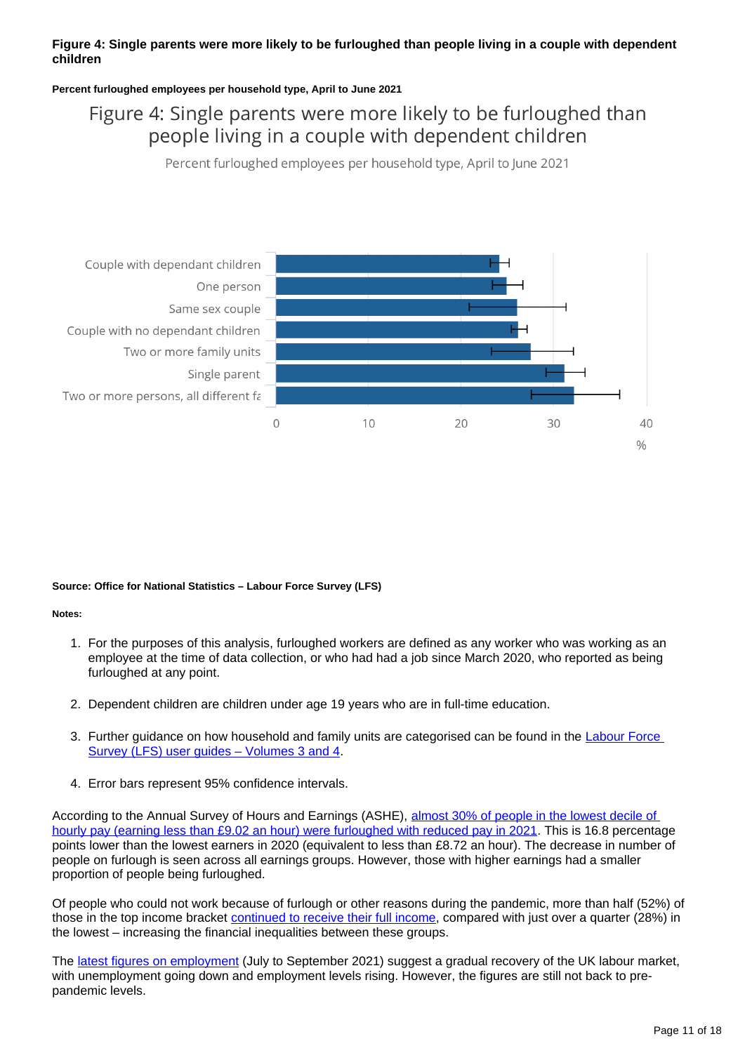**Figure 4: Single parents were more likely to be furloughed than people living in a couple with dependent children**

**Percent furloughed employees per household type, April to June 2021**

**Source: Office for National Statistics – Labour Force Survey (LFS)**

**Notes:**

1. For the purposes of this analysis, furloughed workers are defined as any worker who was working as an employee at the time of data collection, or who had had a job since March 2020, who reported as being furloughed at any point.

2. Dependent children are children under age 19 years who are in full-time education.

3. Further guidance on how household and family units are categorised can be found in the [Labour Force Survey (LFS) user guides – Volumes 3 and 4](#).

4. Error bars represent 95% confidence intervals.

According to the Annual Survey of Hours and Earnings (ASHE), [almost 30% of people in the lowest decile of hourly pay (earning less than £9.02 an hour) were furloughed with reduced pay in 2021](#). This is 16.8 percentage points lower than the lowest earners in 2020 (equivalent to less than £8.72 an hour). The decrease in number of people on furlough is seen across all earnings groups. However, those with higher earnings had a smaller proportion of people being furloughed.

Of people who could not work because of furlough or other reasons during the pandemic, more than half (52%) of those in the top income bracket [continued to receive their full income](#), compared with just over a quarter (28%) in the lowest – increasing the financial inequalities between these groups.

The [latest figures on employment](#) (July to September 2021) suggest a gradual recovery of the UK labour market, with unemployment going down and employment levels rising. However, the figures are still not back to pre-pandemic levels.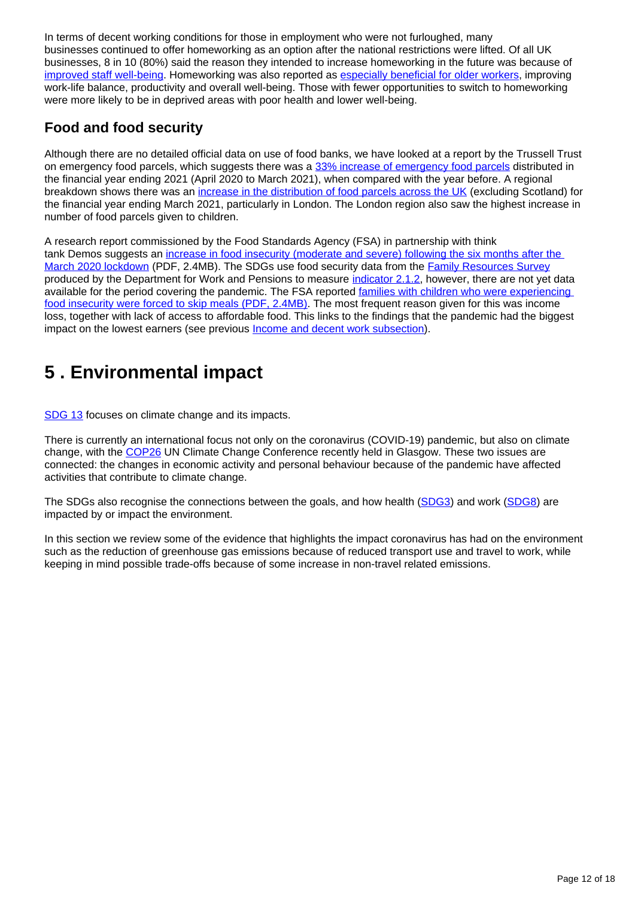In terms of decent working conditions for those in employment who were not furloughed, many businesses continued to offer homeworking as an option after the national restrictions were lifted. Of all UK businesses, 8 in 10 (80%) said the reason they intended to increase homeworking in the future was because of improved staff well-being. Homeworking was also reported as especially beneficial for older workers, improving work-life balance, productivity and overall well-being. Those with fewer opportunities to switch to homeworking were more likely to be in deprived areas with poor health and lower well-being.

### Food and food security

Although there are no detailed official data on use of food banks, we have looked at a report by the Trussell Trust on emergency food parcels, which suggests there was a 33% increase of emergency food parcels distributed in the financial year ending 2021 (April 2020 to March 2021), when compared with the year before. A regional breakdown shows there was an increase in the distribution of food parcels across the UK (excluding Scotland) for the financial year ending March 2021, particularly in London. The London region also saw the highest increase in number of food parcels given to children.

A research report commissioned by the Food Standards Agency (FSA) in partnership with think tank Demos suggests an increase in food insecurity (moderate and severe) following the six months after the March 2020 lockdown (PDF, 2.4MB). The SDGs use food security data from the Family Resources Survey produced by the Department for Work and Pensions to measure indicator 2.1.2, however, there are not yet data available for the period covering the pandemic. The FSA reported families with children who were experiencing food insecurity were forced to skip meals (PDF, 2.4MB). The most frequent reason given for this was income loss, together with lack of access to affordable food. This links to the findings that the pandemic had the biggest impact on the lowest earners (see previous Income and decent work subsection).

## 5 . Environmental impact

SDG 13 focuses on climate change and its impacts.

There is currently an international focus not only on the coronavirus (COVID-19) pandemic, but also on climate change, with the COP26 UN Climate Change Conference recently held in Glasgow. These two issues are connected: the changes in economic activity and personal behaviour because of the pandemic have affected activities that contribute to climate change.

The SDGs also recognise the connections between the goals, and how health (SDG3) and work (SDG8) are impacted by or impact the environment.

In this section we review some of the evidence that highlights the impact coronavirus has had on the environment such as the reduction of greenhouse gas emissions because of reduced transport use and travel to work, while keeping in mind possible trade-offs because of some increase in non-travel related emissions.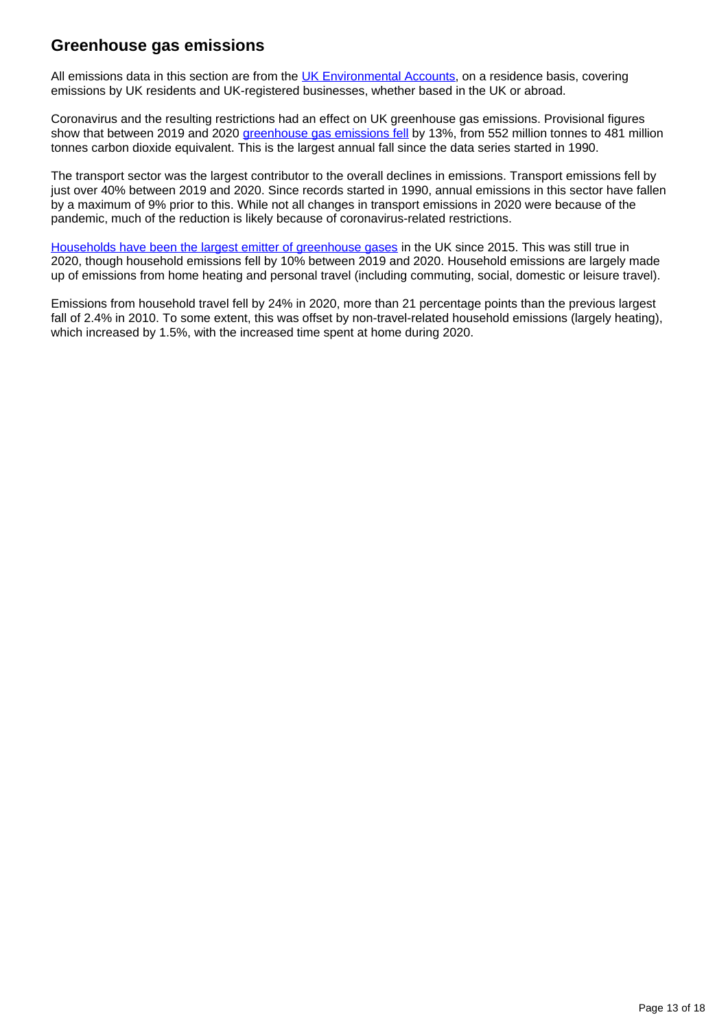## Greenhouse gas emissions

All emissions data in this section are from the [UK Environmental Accounts](), on a residence basis, covering emissions by UK residents and UK-registered businesses, whether based in the UK or abroad.

Coronavirus and the resulting restrictions had an effect on UK greenhouse gas emissions. Provisional figures show that between 2019 and 2020 [greenhouse gas emissions fell]() by 13%, from 552 million tonnes to 481 million tonnes carbon dioxide equivalent. This is the largest annual fall since the data series started in 1990.

The transport sector was the largest contributor to the overall declines in emissions. Transport emissions fell by just over 40% between 2019 and 2020. Since records started in 1990, annual emissions in this sector have fallen by a maximum of 9% prior to this. While not all changes in transport emissions in 2020 were because of the pandemic, much of the reduction is likely because of coronavirus-related restrictions.

[Households have been the largest emitter of greenhouse gases]() in the UK since 2015. This was still true in 2020, though household emissions fell by 10% between 2019 and 2020. Household emissions are largely made up of emissions from home heating and personal travel (including commuting, social, domestic or leisure travel).

Emissions from household travel fell by 24% in 2020, more than 21 percentage points than the previous largest fall of 2.4% in 2010. To some extent, this was offset by non-travel-related household emissions (largely heating), which increased by 1.5%, with the increased time spent at home during 2020.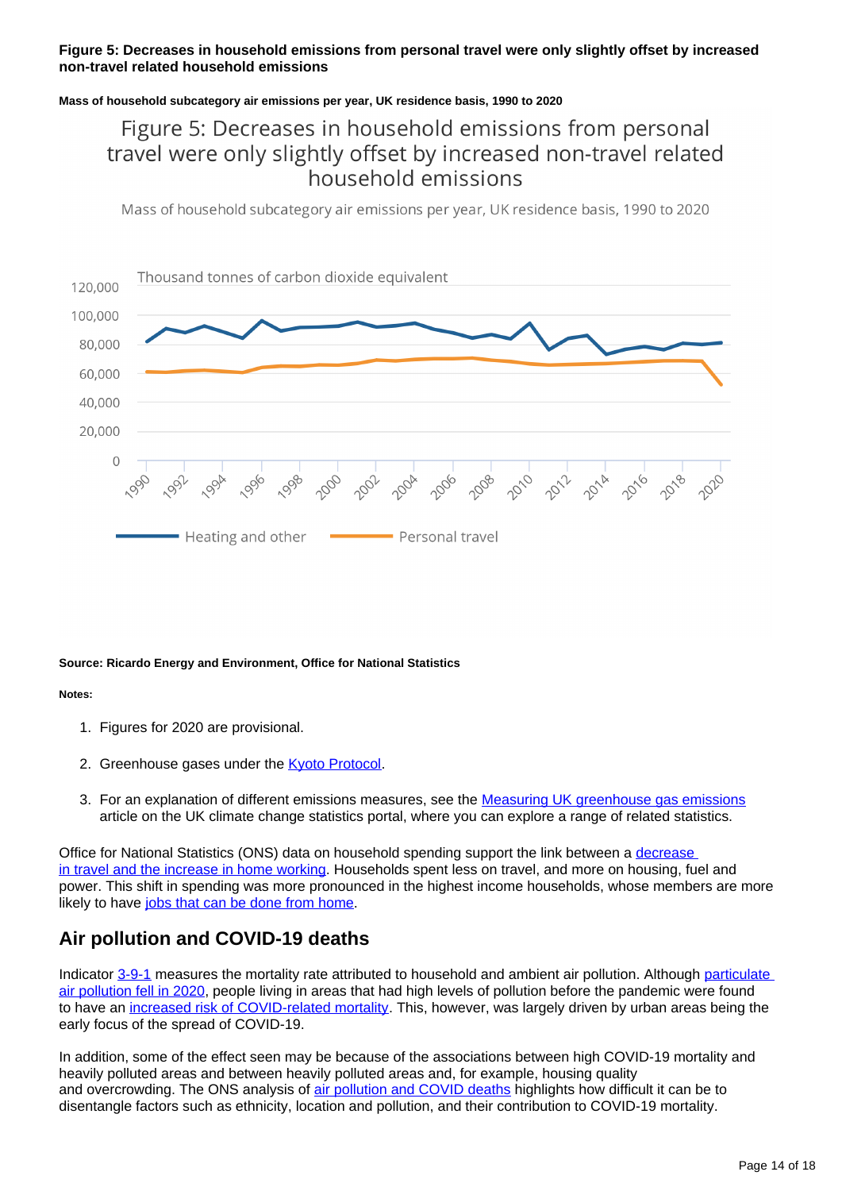**Figure 5: Decreases in household emissions from personal travel were only slightly offset by increased non-travel related household emissions**

**Mass of household subcategory air emissions per year, UK residence basis, 1990 to 2020**

Figure 5: Decreases in household emissions from personal travel were only slightly offset by increased non-travel related household emissions

Mass of household subcategory air emissions per year, UK residence basis, 1990 to 2020

Thousand tonnes of carbon dioxide equivalent

Heating and other — Personal travel

**Source: Ricardo Energy and Environment, Office for National Statistics**

**Notes:**

1. Figures for 2020 are provisional.
2. Greenhouse gases under the Kyoto Protocol.
3. For an explanation of different emissions measures, see the Measuring UK greenhouse gas emissions article on the UK climate change statistics portal, where you can explore a range of related statistics.

Office for National Statistics (ONS) data on household spending support the link between a decrease in travel and the increase in home working. Households spent less on travel, and more on housing, fuel and power. This shift in spending was more pronounced in the highest income households, whose members are more likely to have jobs that can be done from home.

## Air pollution and COVID-19 deaths

Indicator 3-9-1 measures the mortality rate attributed to household and ambient air pollution. Although particulate air pollution fell in 2020, people living in areas that had high levels of pollution before the pandemic were found to have an increased risk of COVID-related mortality. This, however, was largely driven by urban areas being the early focus of the spread of COVID-19.

In addition, some of the effect seen may be because of the associations between high COVID-19 mortality and heavily polluted areas and between heavily polluted areas and, for example, housing quality and overcrowding. The ONS analysis of air pollution and COVID deaths highlights how difficult it can be to disentangle factors such as ethnicity, location and pollution, and their contribution to COVID-19 mortality.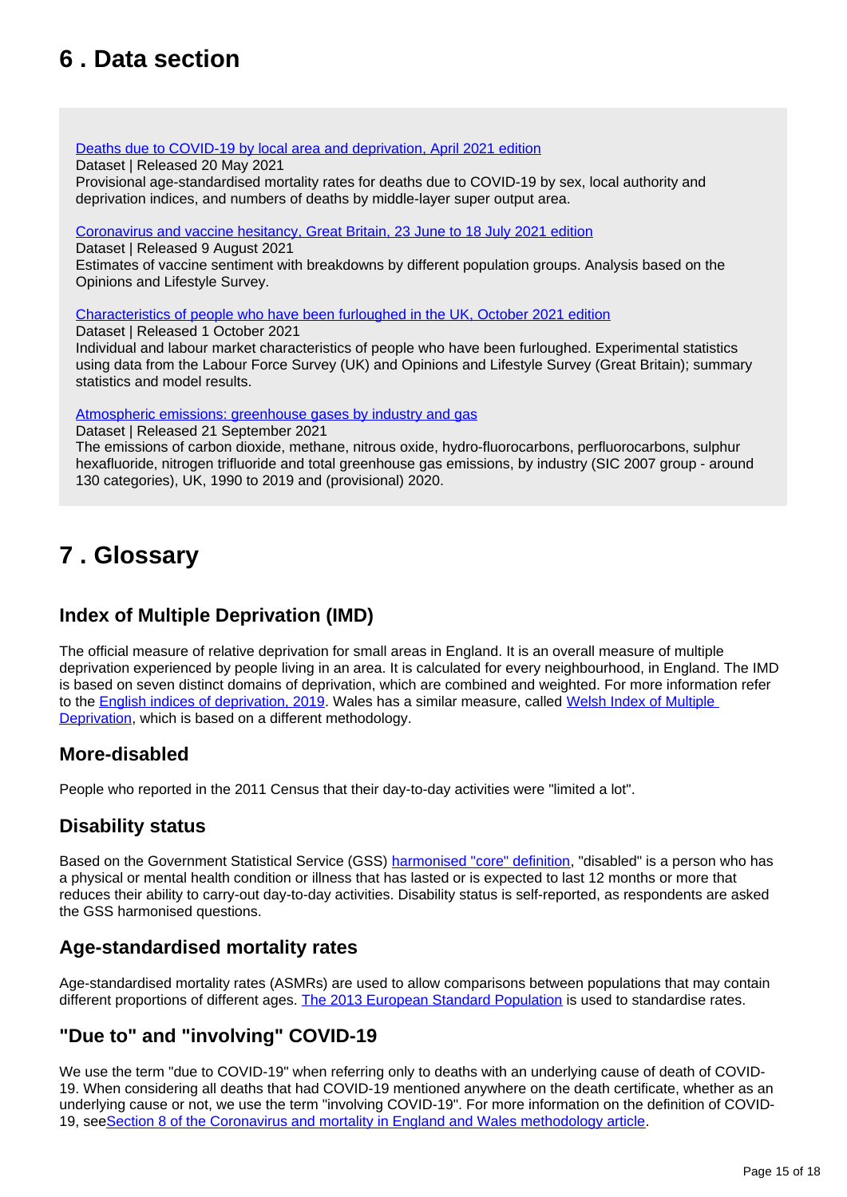## 6 . Data section

[Deaths due to COVID-19 by local area and deprivation, April 2021 edition](#)
Dataset | Released 20 May 2021
Provisional age-standardised mortality rates for deaths due to COVID-19 by sex, local authority and deprivation indices, and numbers of deaths by middle-layer super output area.

[Coronavirus and vaccine hesitancy, Great Britain, 23 June to 18 July 2021 edition](#)
Dataset | Released 9 August 2021
Estimates of vaccine sentiment with breakdowns by different population groups. Analysis based on the Opinions and Lifestyle Survey.

[Characteristics of people who have been furloughed in the UK, October 2021 edition](#)
Dataset | Released 1 October 2021
Individual and labour market characteristics of people who have been furloughed. Experimental statistics using data from the Labour Force Survey (UK) and Opinions and Lifestyle Survey (Great Britain); summary statistics and model results.

[Atmospheric emissions: greenhouse gases by industry and gas](#)
Dataset | Released 21 September 2021
The emissions of carbon dioxide, methane, nitrous oxide, hydro-fluorocarbons, perfluorocarbons, sulphur hexafluoride, nitrogen trifluoride and total greenhouse gas emissions, by industry (SIC 2007 group - around 130 categories), UK, 1990 to 2019 and (provisional) 2020.

## 7 . Glossary

### Index of Multiple Deprivation (IMD)

The official measure of relative deprivation for small areas in England. It is an overall measure of multiple deprivation experienced by people living in an area. It is calculated for every neighbourhood, in England. The IMD is based on seven distinct domains of deprivation, which are combined and weighted. For more information refer to the [English indices of deprivation, 2019](#). Wales has a similar measure, called [Welsh Index of Multiple Deprivation](#), which is based on a different methodology.

### More-disabled

People who reported in the 2011 Census that their day-to-day activities were "limited a lot".

### Disability status

Based on the Government Statistical Service (GSS) [harmonised "core" definition](#), "disabled" is a person who has a physical or mental health condition or illness that has lasted or is expected to last 12 months or more that reduces their ability to carry-out day-to-day activities. Disability status is self-reported, as respondents are asked the GSS harmonised questions.

### Age-standardised mortality rates

Age-standardised mortality rates (ASMRs) are used to allow comparisons between populations that may contain different proportions of different ages. [The 2013 European Standard Population](#) is used to standardise rates.

### "Due to" and "involving" COVID-19

We use the term "due to COVID-19" when referring only to deaths with an underlying cause of death of COVID-19. When considering all deaths that had COVID-19 mentioned anywhere on the death certificate, whether as an underlying cause or not, we use the term "involving COVID-19". For more information on the definition of COVID-19, see[Section 8 of the Coronavirus and mortality in England and Wales methodology article](#).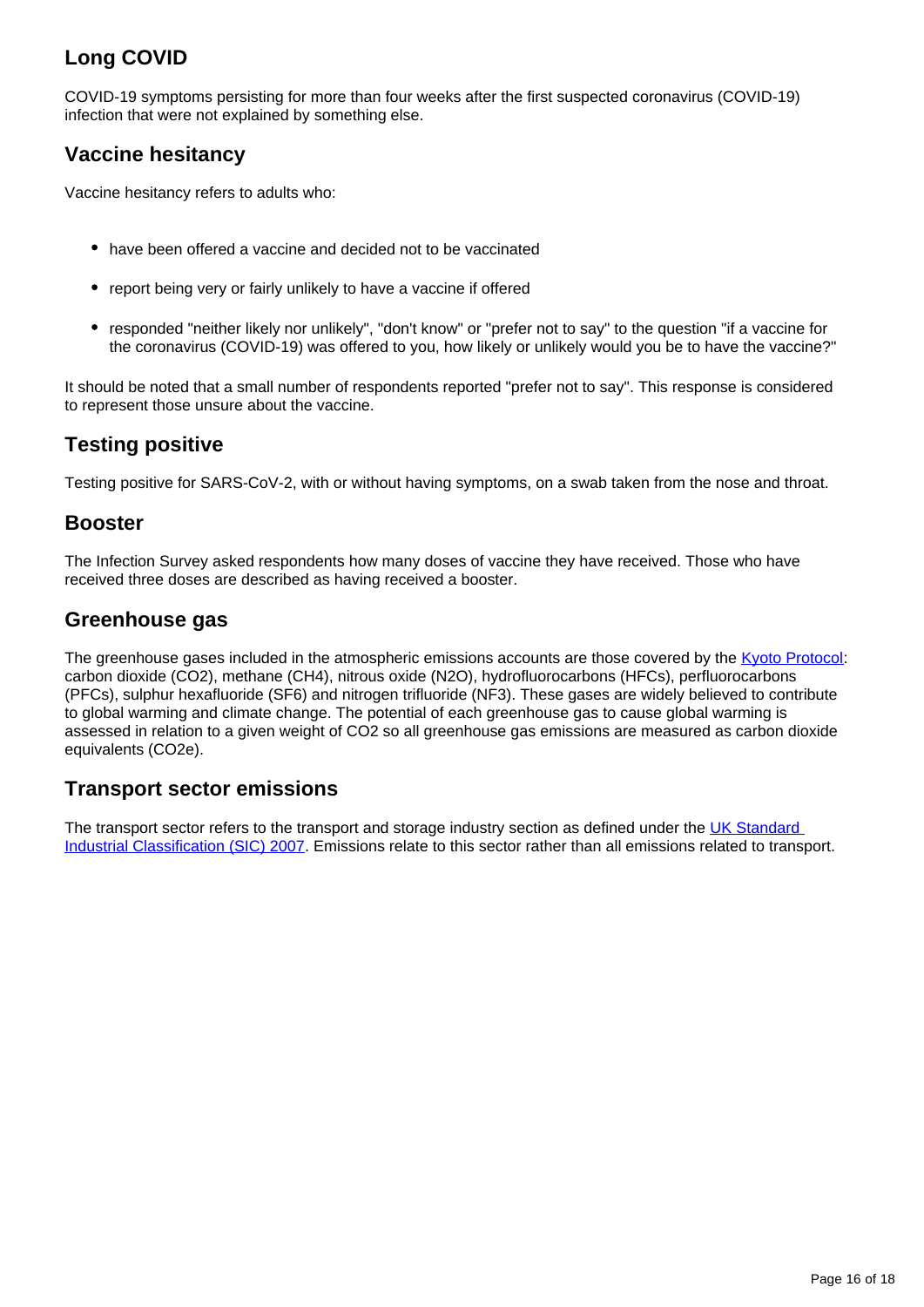### Long COVID

COVID-19 symptoms persisting for more than four weeks after the first suspected coronavirus (COVID-19) infection that were not explained by something else.

### Vaccine hesitancy

Vaccine hesitancy refers to adults who:

- have been offered a vaccine and decided not to be vaccinated
- report being very or fairly unlikely to have a vaccine if offered
- responded "neither likely nor unlikely", "don't know" or "prefer not to say" to the question "if a vaccine for the coronavirus (COVID-19) was offered to you, how likely or unlikely would you be to have the vaccine?"

It should be noted that a small number of respondents reported "prefer not to say". This response is considered to represent those unsure about the vaccine.

### Testing positive

Testing positive for SARS-CoV-2, with or without having symptoms, on a swab taken from the nose and throat.

### Booster

The Infection Survey asked respondents how many doses of vaccine they have received. Those who have received three doses are described as having received a booster.

### Greenhouse gas

The greenhouse gases included in the atmospheric emissions accounts are those covered by the [Kyoto Protocol](): carbon dioxide ($CO_2$), methane ($CH_4$), nitrous oxide ($N_2O$), hydrofluorocarbons (HFCs), perfluorocarbons (PFCs), sulphur hexafluoride ($SF_6$) and nitrogen trifluoride ($NF_3$). These gases are widely believed to contribute to global warming and climate change. The potential of each greenhouse gas to cause global warming is assessed in relation to a given weight of $CO_2$ so all greenhouse gas emissions are measured as carbon dioxide equivalents ($CO_2e$).

### Transport sector emissions

The transport sector refers to the transport and storage industry section as defined under the [UK Standard Industrial Classification (SIC) 2007](). Emissions relate to this sector rather than all emissions related to transport.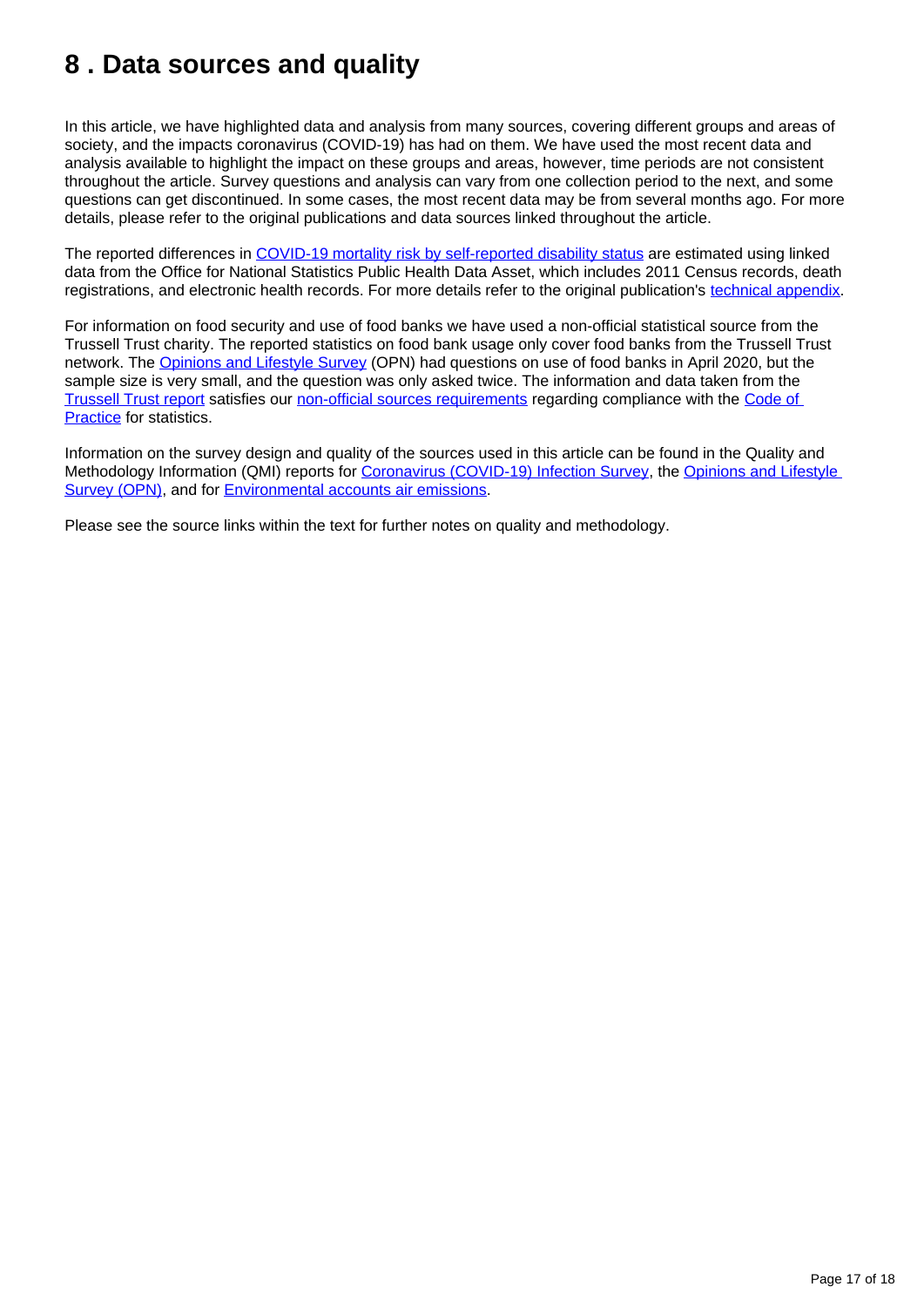# 8 . Data sources and quality

In this article, we have highlighted data and analysis from many sources, covering different groups and areas of society, and the impacts coronavirus (COVID-19) has had on them. We have used the most recent data and analysis available to highlight the impact on these groups and areas, however, time periods are not consistent throughout the article. Survey questions and analysis can vary from one collection period to the next, and some questions can get discontinued. In some cases, the most recent data may be from several months ago. For more details, please refer to the original publications and data sources linked throughout the article.

The reported differences in COVID-19 mortality risk by self-reported disability status are estimated using linked data from the Office for National Statistics Public Health Data Asset, which includes 2011 Census records, death registrations, and electronic health records. For more details refer to the original publication's technical appendix.

For information on food security and use of food banks we have used a non-official statistical source from the Trussell Trust charity. The reported statistics on food bank usage only cover food banks from the Trussell Trust network. The Opinions and Lifestyle Survey (OPN) had questions on use of food banks in April 2020, but the sample size is very small, and the question was only asked twice. The information and data taken from the Trussell Trust report satisfies our non-official sources requirements regarding compliance with the Code of Practice for statistics.

Information on the survey design and quality of the sources used in this article can be found in the Quality and Methodology Information (QMI) reports for Coronavirus (COVID-19) Infection Survey, the Opinions and Lifestyle Survey (OPN), and for Environmental accounts air emissions.

Please see the source links within the text for further notes on quality and methodology.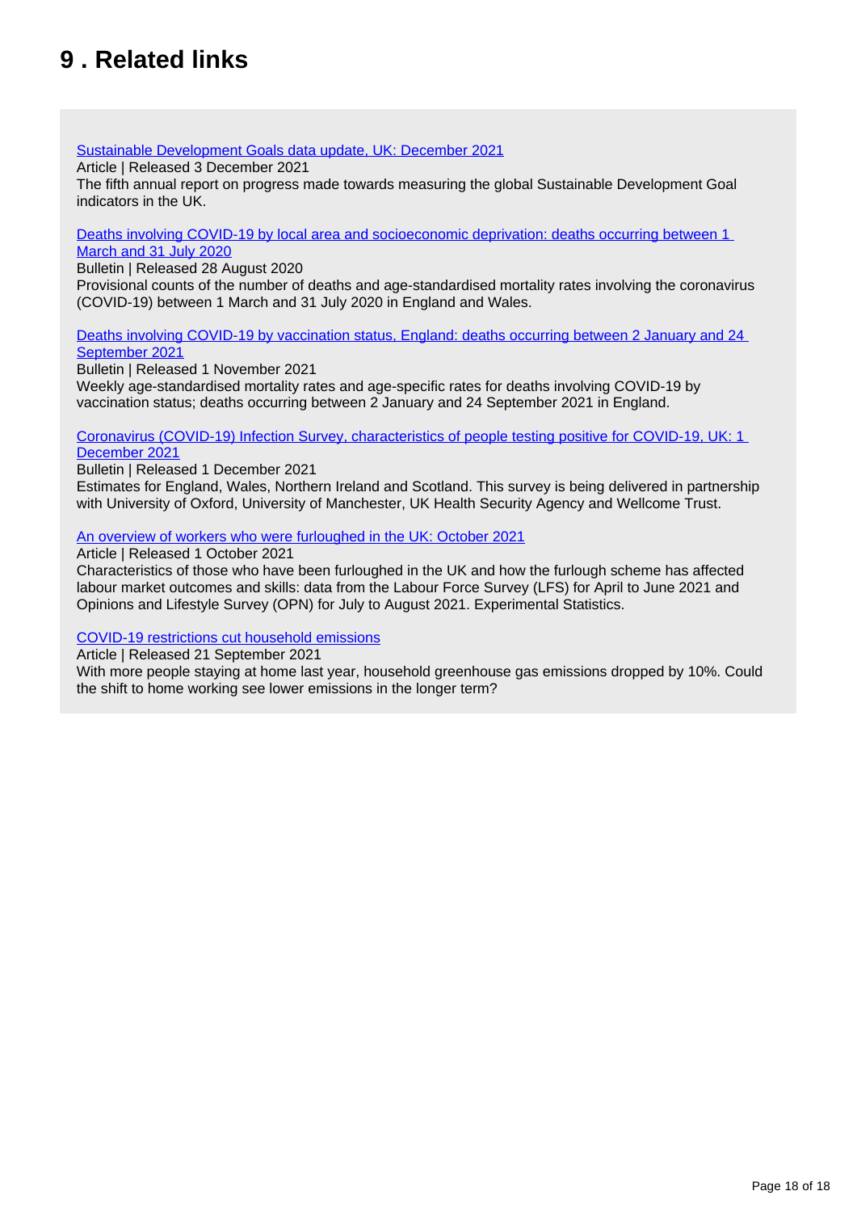## 9 . Related links

[Sustainable Development Goals data update, UK: December 2021]
Article | Released 3 December 2021
The fifth annual report on progress made towards measuring the global Sustainable Development Goal indicators in the UK.

[Deaths involving COVID-19 by local area and socioeconomic deprivation: deaths occurring between 1 March and 31 July 2020]
Bulletin | Released 28 August 2020
Provisional counts of the number of deaths and age-standardised mortality rates involving the coronavirus (COVID-19) between 1 March and 31 July 2020 in England and Wales.

[Deaths involving COVID-19 by vaccination status, England: deaths occurring between 2 January and 24 September 2021]
Bulletin | Released 1 November 2021
Weekly age-standardised mortality rates and age-specific rates for deaths involving COVID-19 by vaccination status; deaths occurring between 2 January and 24 September 2021 in England.

[Coronavirus (COVID-19) Infection Survey, characteristics of people testing positive for COVID-19, UK: 1 December 2021]
Bulletin | Released 1 December 2021
Estimates for England, Wales, Northern Ireland and Scotland. This survey is being delivered in partnership with University of Oxford, University of Manchester, UK Health Security Agency and Wellcome Trust.

[An overview of workers who were furloughed in the UK: October 2021]
Article | Released 1 October 2021
Characteristics of those who have been furloughed in the UK and how the furlough scheme has affected labour market outcomes and skills: data from the Labour Force Survey (LFS) for April to June 2021 and Opinions and Lifestyle Survey (OPN) for July to August 2021. Experimental Statistics.

[COVID-19 restrictions cut household emissions]
Article | Released 21 September 2021
With more people staying at home last year, household greenhouse gas emissions dropped by 10%. Could the shift to home working see lower emissions in the longer term?